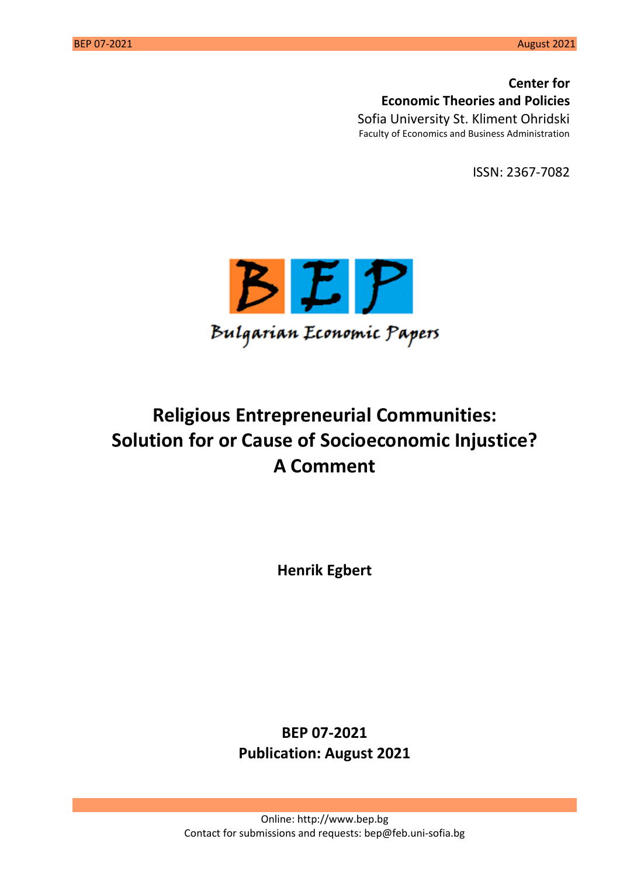**Center for Economic Theories and Policies**
Sofia University St. Kliment Ohridski
Faculty of Economics and Business Administration

ISSN: 2367-7082

BEP
Bulgarian Economic Papers

# Religious Entrepreneurial Communities: Solution for or Cause of Socioeconomic Injustice? A Comment

**Henrik Egbert**

**BEP 07-2021**
**Publication: August 2021**

Online: http://www.bep.bg
Contact for submissions and requests: bep@feb.uni-sofia.bg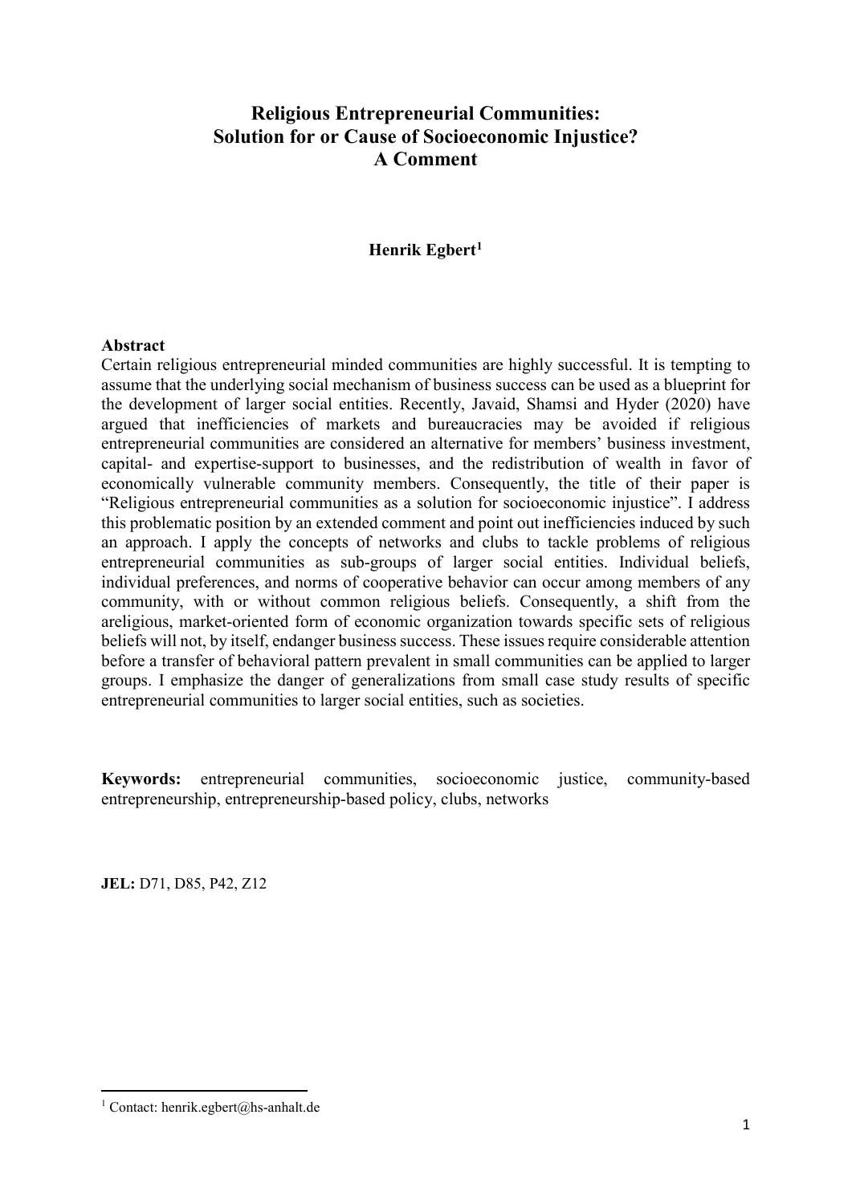# Religious Entrepreneurial Communities: Solution for or Cause of Socioeconomic Injustice? A Comment

**Henrik Egbert**[1]

**Abstract**

Certain religious entrepreneurial minded communities are highly successful. It is tempting to assume that the underlying social mechanism of business success can be used as a blueprint for the development of larger social entities. Recently, Javaid, Shamsi and Hyder (2020) have argued that inefficiencies of markets and bureaucracies may be avoided if religious entrepreneurial communities are considered an alternative for members' business investment, capital- and expertise-support to businesses, and the redistribution of wealth in favor of economically vulnerable community members. Consequently, the title of their paper is "Religious entrepreneurial communities as a solution for socioeconomic injustice". I address this problematic position by an extended comment and point out inefficiencies induced by such an approach. I apply the concepts of networks and clubs to tackle problems of religious entrepreneurial communities as sub-groups of larger social entities. Individual beliefs, individual preferences, and norms of cooperative behavior can occur among members of any community, with or without common religious beliefs. Consequently, a shift from the areligious, market-oriented form of economic organization towards specific sets of religious beliefs will not, by itself, endanger business success. These issues require considerable attention before a transfer of behavioral pattern prevalent in small communities can be applied to larger groups. I emphasize the danger of generalizations from small case study results of specific entrepreneurial communities to larger social entities, such as societies.

**Keywords:** entrepreneurial communities, socioeconomic justice, community-based entrepreneurship, entrepreneurship-based policy, clubs, networks

**JEL:** D71, D85, P42, Z12

[1] Contact: henrik.egbert@hs-anhalt.de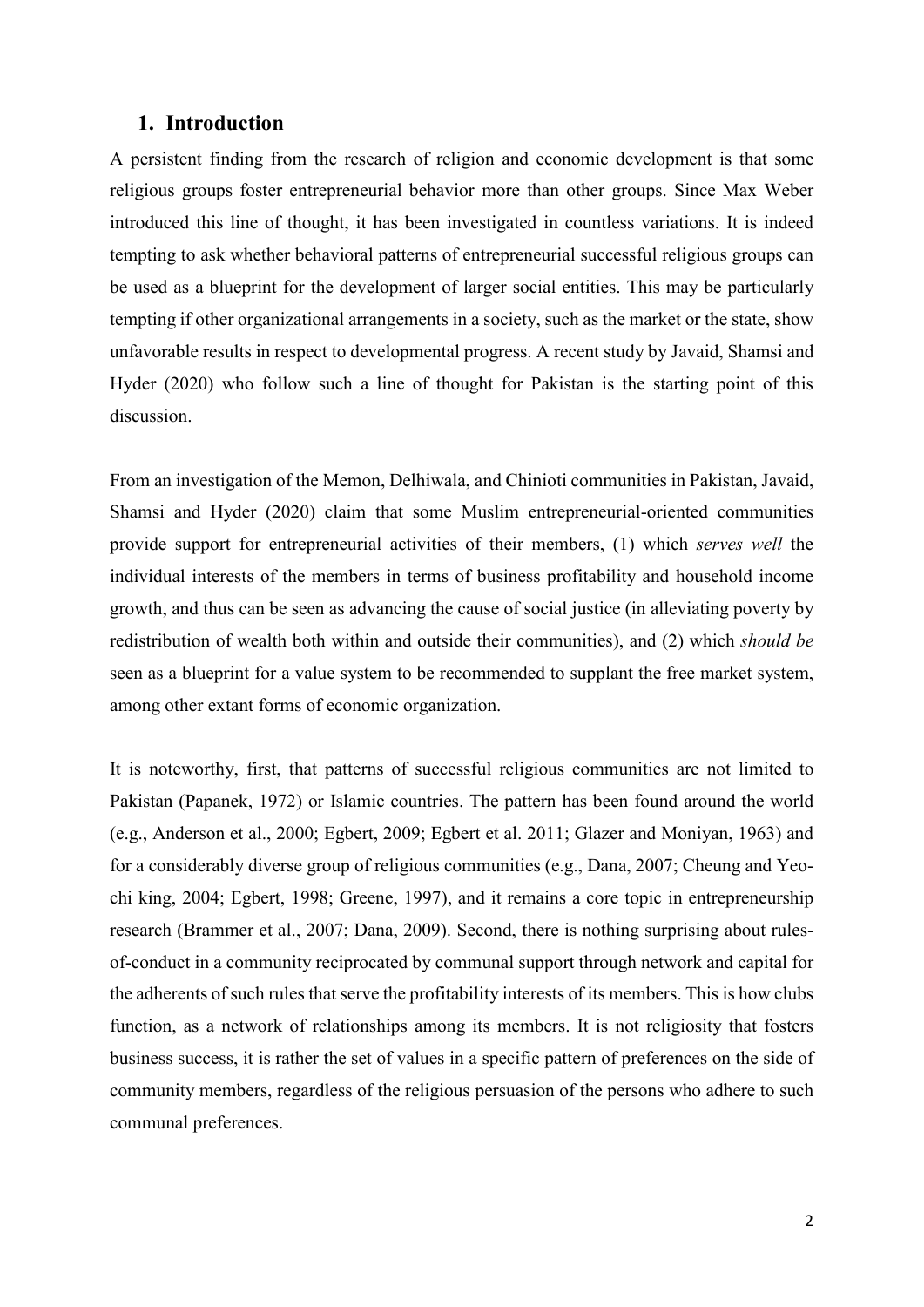## 1. Introduction

A persistent finding from the research of religion and economic development is that some religious groups foster entrepreneurial behavior more than other groups. Since Max Weber introduced this line of thought, it has been investigated in countless variations. It is indeed tempting to ask whether behavioral patterns of entrepreneurial successful religious groups can be used as a blueprint for the development of larger social entities. This may be particularly tempting if other organizational arrangements in a society, such as the market or the state, show unfavorable results in respect to developmental progress. A recent study by Javaid, Shamsi and Hyder (2020) who follow such a line of thought for Pakistan is the starting point of this discussion.

From an investigation of the Memon, Delhiwala, and Chinioti communities in Pakistan, Javaid, Shamsi and Hyder (2020) claim that some Muslim entrepreneurial-oriented communities provide support for entrepreneurial activities of their members, (1) which *serves well* the individual interests of the members in terms of business profitability and household income growth, and thus can be seen as advancing the cause of social justice (in alleviating poverty by redistribution of wealth both within and outside their communities), and (2) which *should be* seen as a blueprint for a value system to be recommended to supplant the free market system, among other extant forms of economic organization.

It is noteworthy, first, that patterns of successful religious communities are not limited to Pakistan (Papanek, 1972) or Islamic countries. The pattern has been found around the world (e.g., Anderson et al., 2000; Egbert, 2009; Egbert et al. 2011; Glazer and Moniyan, 1963) and for a considerably diverse group of religious communities (e.g., Dana, 2007; Cheung and Yeo-chi king, 2004; Egbert, 1998; Greene, 1997), and it remains a core topic in entrepreneurship research (Brammer et al., 2007; Dana, 2009). Second, there is nothing surprising about rules-of-conduct in a community reciprocated by communal support through network and capital for the adherents of such rules that serve the profitability interests of its members. This is how clubs function, as a network of relationships among its members. It is not religiosity that fosters business success, it is rather the set of values in a specific pattern of preferences on the side of community members, regardless of the religious persuasion of the persons who adhere to such communal preferences.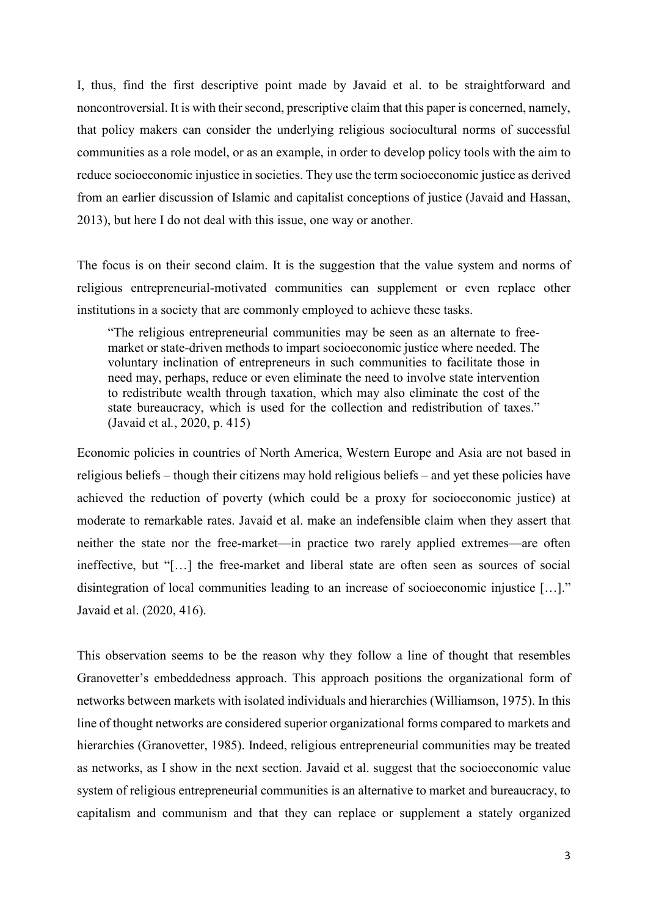I, thus, find the first descriptive point made by Javaid et al. to be straightforward and noncontroversial. It is with their second, prescriptive claim that this paper is concerned, namely, that policy makers can consider the underlying religious sociocultural norms of successful communities as a role model, or as an example, in order to develop policy tools with the aim to reduce socioeconomic injustice in societies. They use the term socioeconomic justice as derived from an earlier discussion of Islamic and capitalist conceptions of justice (Javaid and Hassan, 2013), but here I do not deal with this issue, one way or another.

The focus is on their second claim. It is the suggestion that the value system and norms of religious entrepreneurial-motivated communities can supplement or even replace other institutions in a society that are commonly employed to achieve these tasks.

> "The religious entrepreneurial communities may be seen as an alternate to free-market or state-driven methods to impart socioeconomic justice where needed. The voluntary inclination of entrepreneurs in such communities to facilitate those in need may, perhaps, reduce or even eliminate the need to involve state intervention to redistribute wealth through taxation, which may also eliminate the cost of the state bureaucracy, which is used for the collection and redistribution of taxes." (Javaid et al*.*, 2020, p. 415)

Economic policies in countries of North America, Western Europe and Asia are not based in religious beliefs – though their citizens may hold religious beliefs – and yet these policies have achieved the reduction of poverty (which could be a proxy for socioeconomic justice) at moderate to remarkable rates. Javaid et al. make an indefensible claim when they assert that neither the state nor the free-market—in practice two rarely applied extremes—are often ineffective, but "[…] the free-market and liberal state are often seen as sources of social disintegration of local communities leading to an increase of socioeconomic injustice […]." Javaid et al. (2020, 416).

This observation seems to be the reason why they follow a line of thought that resembles Granovetter's embeddedness approach. This approach positions the organizational form of networks between markets with isolated individuals and hierarchies (Williamson, 1975). In this line of thought networks are considered superior organizational forms compared to markets and hierarchies (Granovetter, 1985). Indeed, religious entrepreneurial communities may be treated as networks, as I show in the next section. Javaid et al. suggest that the socioeconomic value system of religious entrepreneurial communities is an alternative to market and bureaucracy, to capitalism and communism and that they can replace or supplement a stately organized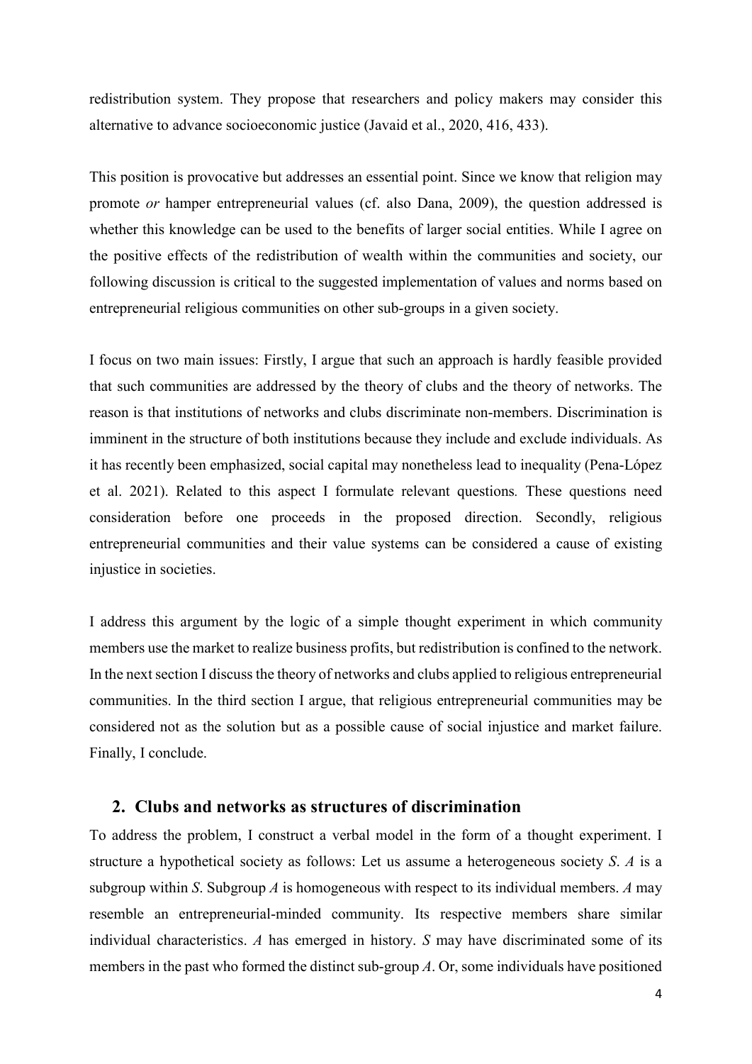redistribution system. They propose that researchers and policy makers may consider this alternative to advance socioeconomic justice (Javaid et al., 2020, 416, 433).

This position is provocative but addresses an essential point. Since we know that religion may promote *or* hamper entrepreneurial values (cf. also Dana, 2009), the question addressed is whether this knowledge can be used to the benefits of larger social entities. While I agree on the positive effects of the redistribution of wealth within the communities and society, our following discussion is critical to the suggested implementation of values and norms based on entrepreneurial religious communities on other sub-groups in a given society.

I focus on two main issues: Firstly, I argue that such an approach is hardly feasible provided that such communities are addressed by the theory of clubs and the theory of networks. The reason is that institutions of networks and clubs discriminate non-members. Discrimination is imminent in the structure of both institutions because they include and exclude individuals. As it has recently been emphasized, social capital may nonetheless lead to inequality (Pena-López et al. 2021). Related to this aspect I formulate relevant questions. These questions need consideration before one proceeds in the proposed direction. Secondly, religious entrepreneurial communities and their value systems can be considered a cause of existing injustice in societies.

I address this argument by the logic of a simple thought experiment in which community members use the market to realize business profits, but redistribution is confined to the network. In the next section I discuss the theory of networks and clubs applied to religious entrepreneurial communities. In the third section I argue, that religious entrepreneurial communities may be considered not as the solution but as a possible cause of social injustice and market failure. Finally, I conclude.

## 2. Clubs and networks as structures of discrimination

To address the problem, I construct a verbal model in the form of a thought experiment. I structure a hypothetical society as follows: Let us assume a heterogeneous society *S*. *A* is a subgroup within *S*. Subgroup *A* is homogeneous with respect to its individual members. *A* may resemble an entrepreneurial-minded community. Its respective members share similar individual characteristics. *A* has emerged in history. *S* may have discriminated some of its members in the past who formed the distinct sub-group *A*. Or, some individuals have positioned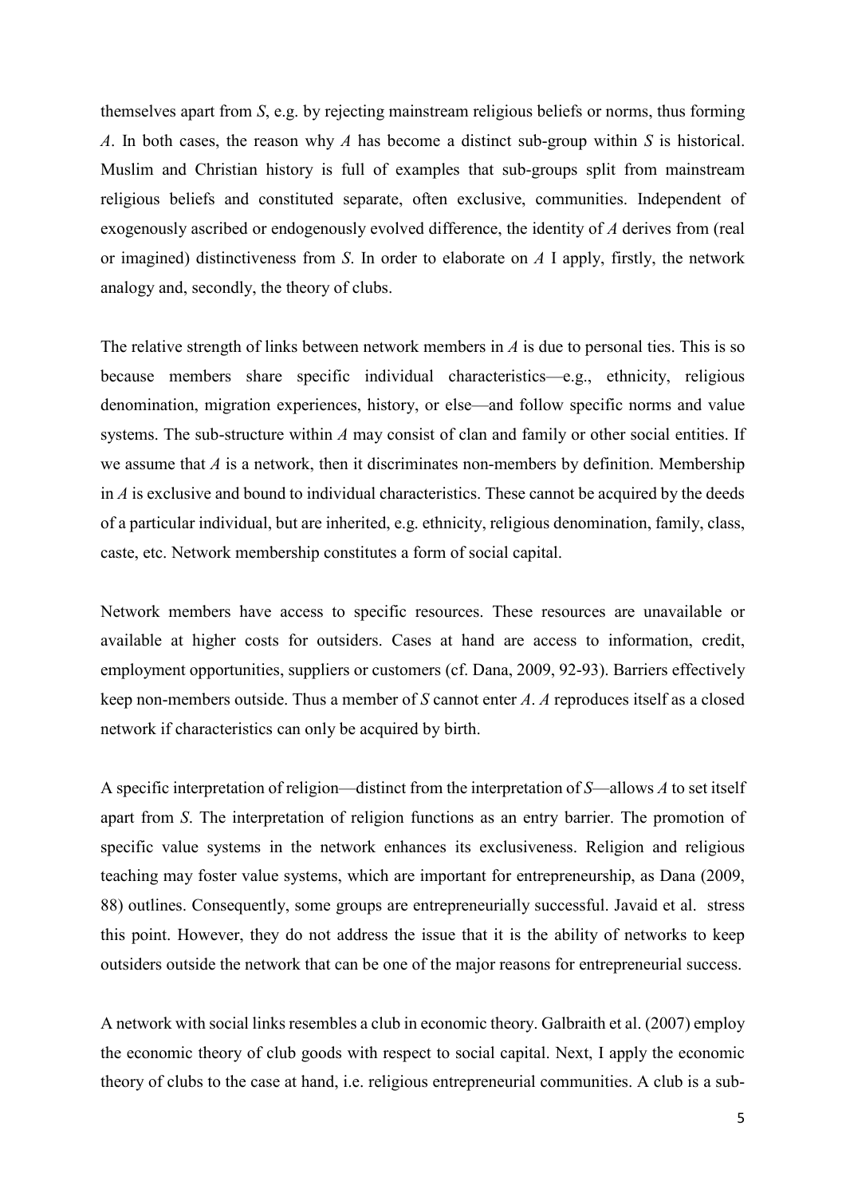themselves apart from *S*, e.g. by rejecting mainstream religious beliefs or norms, thus forming *A*. In both cases, the reason why *A* has become a distinct sub-group within *S* is historical. Muslim and Christian history is full of examples that sub-groups split from mainstream religious beliefs and constituted separate, often exclusive, communities. Independent of exogenously ascribed or endogenously evolved difference, the identity of *A* derives from (real or imagined) distinctiveness from *S*. In order to elaborate on *A* I apply, firstly, the network analogy and, secondly, the theory of clubs.

The relative strength of links between network members in *A* is due to personal ties. This is so because members share specific individual characteristics—e.g., ethnicity, religious denomination, migration experiences, history, or else—and follow specific norms and value systems. The sub-structure within *A* may consist of clan and family or other social entities. If we assume that *A* is a network, then it discriminates non-members by definition. Membership in *A* is exclusive and bound to individual characteristics. These cannot be acquired by the deeds of a particular individual, but are inherited, e.g. ethnicity, religious denomination, family, class, caste, etc. Network membership constitutes a form of social capital.

Network members have access to specific resources. These resources are unavailable or available at higher costs for outsiders. Cases at hand are access to information, credit, employment opportunities, suppliers or customers (cf. Dana, 2009, 92-93). Barriers effectively keep non-members outside. Thus a member of *S* cannot enter *A*. *A* reproduces itself as a closed network if characteristics can only be acquired by birth.

A specific interpretation of religion—distinct from the interpretation of *S*—allows *A* to set itself apart from *S*. The interpretation of religion functions as an entry barrier. The promotion of specific value systems in the network enhances its exclusiveness. Religion and religious teaching may foster value systems, which are important for entrepreneurship, as Dana (2009, 88) outlines. Consequently, some groups are entrepreneurially successful. Javaid et al. stress this point. However, they do not address the issue that it is the ability of networks to keep outsiders outside the network that can be one of the major reasons for entrepreneurial success.

A network with social links resembles a club in economic theory. Galbraith et al. (2007) employ the economic theory of club goods with respect to social capital. Next, I apply the economic theory of clubs to the case at hand, i.e. religious entrepreneurial communities. A club is a sub-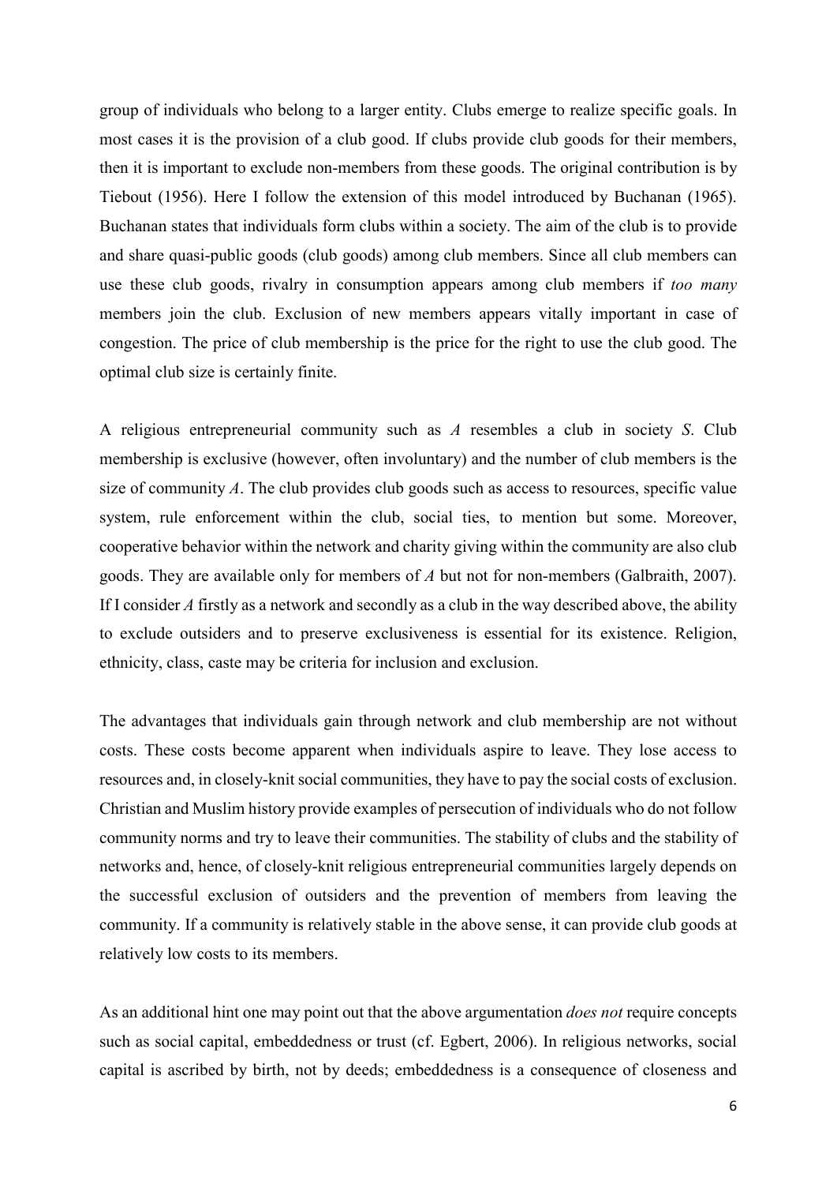group of individuals who belong to a larger entity. Clubs emerge to realize specific goals. In most cases it is the provision of a club good. If clubs provide club goods for their members, then it is important to exclude non-members from these goods. The original contribution is by Tiebout (1956). Here I follow the extension of this model introduced by Buchanan (1965). Buchanan states that individuals form clubs within a society. The aim of the club is to provide and share quasi-public goods (club goods) among club members. Since all club members can use these club goods, rivalry in consumption appears among club members if *too many* members join the club. Exclusion of new members appears vitally important in case of congestion. The price of club membership is the price for the right to use the club good. The optimal club size is certainly finite.

A religious entrepreneurial community such as *A* resembles a club in society *S*. Club membership is exclusive (however, often involuntary) and the number of club members is the size of community *A*. The club provides club goods such as access to resources, specific value system, rule enforcement within the club, social ties, to mention but some. Moreover, cooperative behavior within the network and charity giving within the community are also club goods. They are available only for members of *A* but not for non-members (Galbraith, 2007). If I consider *A* firstly as a network and secondly as a club in the way described above, the ability to exclude outsiders and to preserve exclusiveness is essential for its existence. Religion, ethnicity, class, caste may be criteria for inclusion and exclusion.

The advantages that individuals gain through network and club membership are not without costs. These costs become apparent when individuals aspire to leave. They lose access to resources and, in closely-knit social communities, they have to pay the social costs of exclusion. Christian and Muslim history provide examples of persecution of individuals who do not follow community norms and try to leave their communities. The stability of clubs and the stability of networks and, hence, of closely-knit religious entrepreneurial communities largely depends on the successful exclusion of outsiders and the prevention of members from leaving the community. If a community is relatively stable in the above sense, it can provide club goods at relatively low costs to its members.

As an additional hint one may point out that the above argumentation *does not* require concepts such as social capital, embeddedness or trust (cf. Egbert, 2006). In religious networks, social capital is ascribed by birth, not by deeds; embeddedness is a consequence of closeness and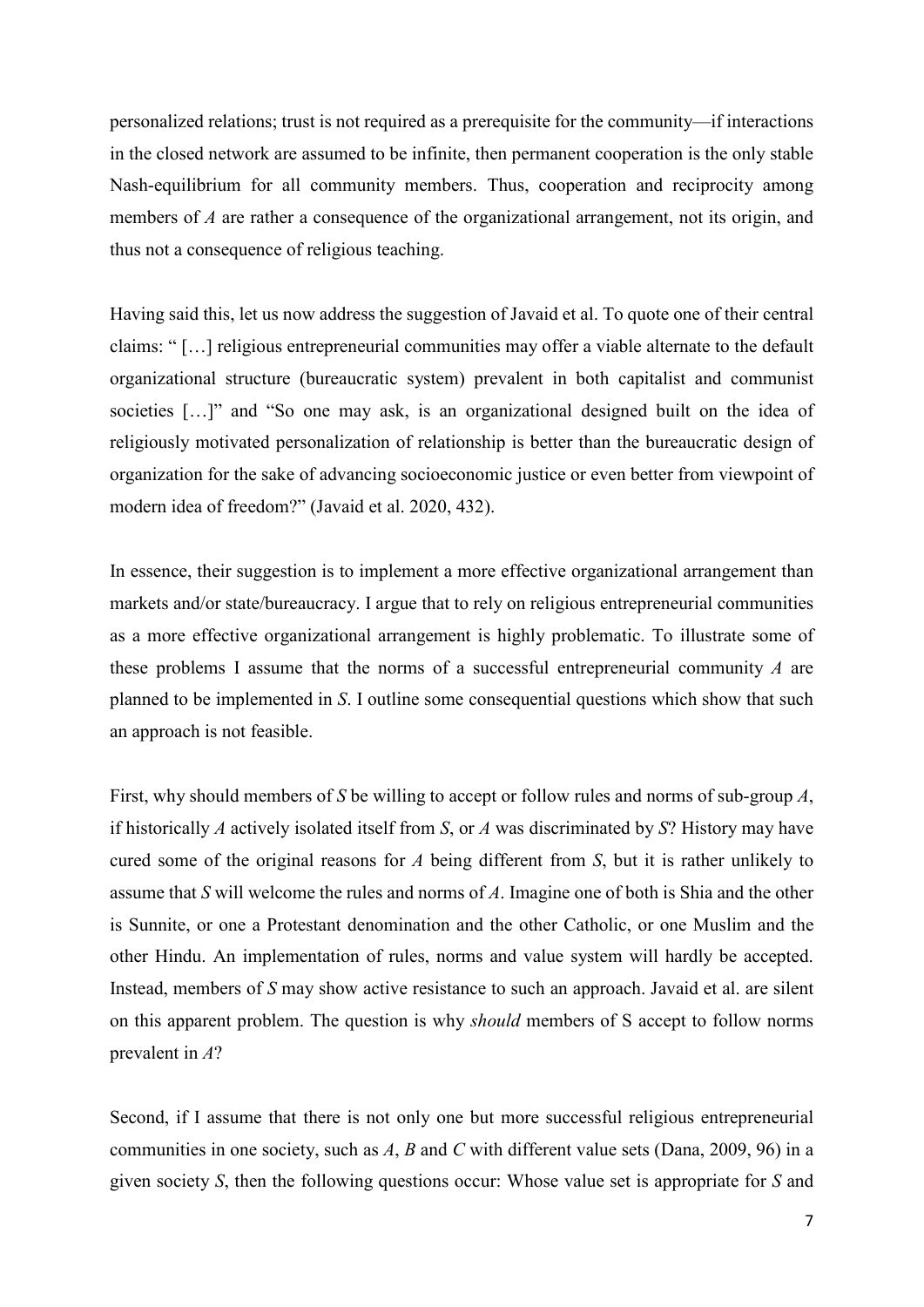personalized relations; trust is not required as a prerequisite for the community—if interactions in the closed network are assumed to be infinite, then permanent cooperation is the only stable Nash-equilibrium for all community members. Thus, cooperation and reciprocity among members of *A* are rather a consequence of the organizational arrangement, not its origin, and thus not a consequence of religious teaching.

Having said this, let us now address the suggestion of Javaid et al. To quote one of their central claims: " […] religious entrepreneurial communities may offer a viable alternate to the default organizational structure (bureaucratic system) prevalent in both capitalist and communist societies […]" and "So one may ask, is an organizational designed built on the idea of religiously motivated personalization of relationship is better than the bureaucratic design of organization for the sake of advancing socioeconomic justice or even better from viewpoint of modern idea of freedom?" (Javaid et al. 2020, 432).

In essence, their suggestion is to implement a more effective organizational arrangement than markets and/or state/bureaucracy. I argue that to rely on religious entrepreneurial communities as a more effective organizational arrangement is highly problematic. To illustrate some of these problems I assume that the norms of a successful entrepreneurial community *A* are planned to be implemented in *S*. I outline some consequential questions which show that such an approach is not feasible.

First, why should members of *S* be willing to accept or follow rules and norms of sub-group *A*, if historically *A* actively isolated itself from *S*, or *A* was discriminated by *S*? History may have cured some of the original reasons for *A* being different from *S*, but it is rather unlikely to assume that *S* will welcome the rules and norms of *A*. Imagine one of both is Shia and the other is Sunnite, or one a Protestant denomination and the other Catholic, or one Muslim and the other Hindu. An implementation of rules, norms and value system will hardly be accepted. Instead, members of *S* may show active resistance to such an approach. Javaid et al. are silent on this apparent problem. The question is why *should* members of S accept to follow norms prevalent in *A*?

Second, if I assume that there is not only one but more successful religious entrepreneurial communities in one society, such as *A*, *B* and *C* with different value sets (Dana, 2009, 96) in a given society *S*, then the following questions occur: Whose value set is appropriate for *S* and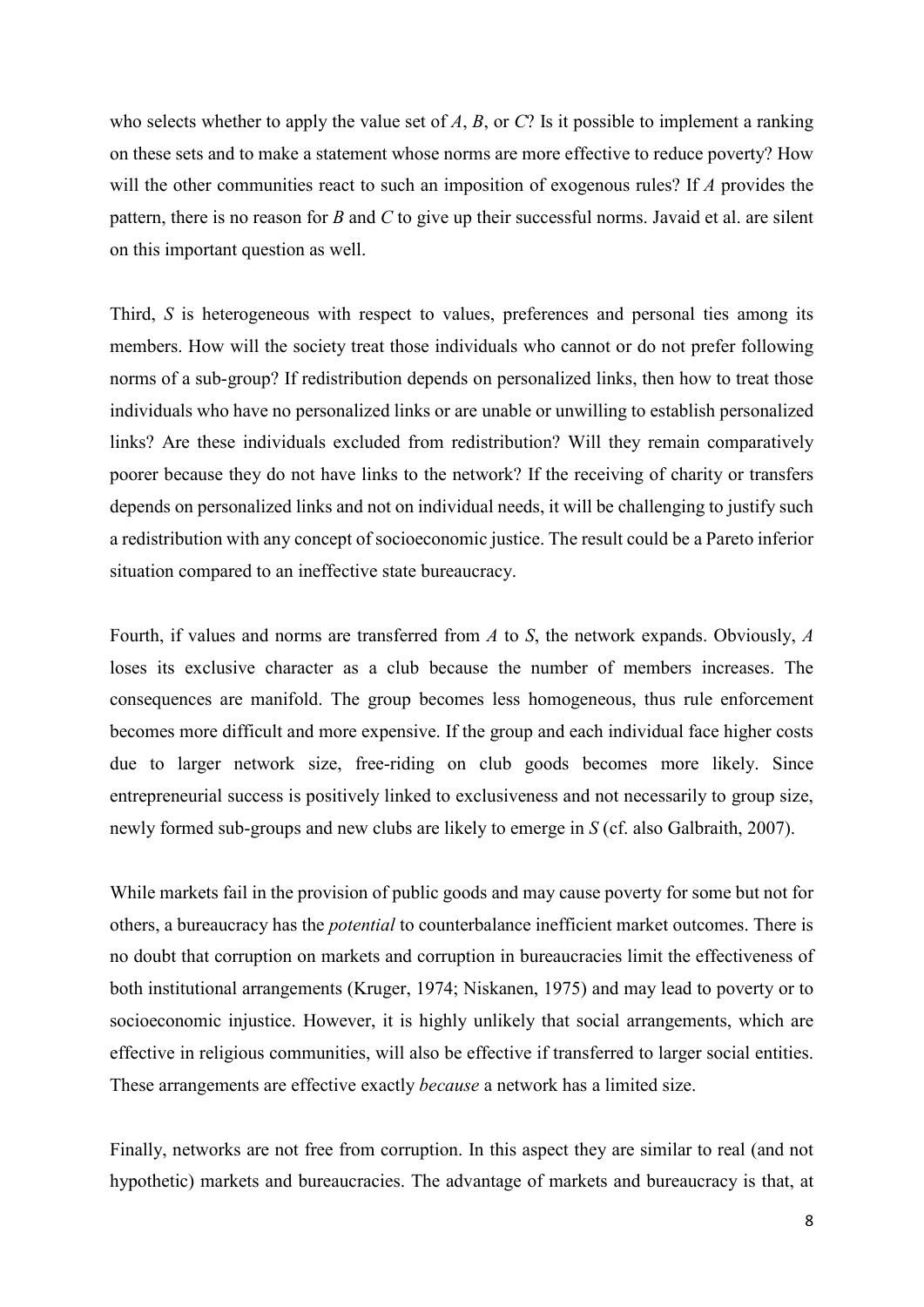who selects whether to apply the value set of *A*, *B*, or *C*? Is it possible to implement a ranking on these sets and to make a statement whose norms are more effective to reduce poverty? How will the other communities react to such an imposition of exogenous rules? If *A* provides the pattern, there is no reason for *B* and *C* to give up their successful norms. Javaid et al. are silent on this important question as well.

Third, *S* is heterogeneous with respect to values, preferences and personal ties among its members. How will the society treat those individuals who cannot or do not prefer following norms of a sub-group? If redistribution depends on personalized links, then how to treat those individuals who have no personalized links or are unable or unwilling to establish personalized links? Are these individuals excluded from redistribution? Will they remain comparatively poorer because they do not have links to the network? If the receiving of charity or transfers depends on personalized links and not on individual needs, it will be challenging to justify such a redistribution with any concept of socioeconomic justice. The result could be a Pareto inferior situation compared to an ineffective state bureaucracy.

Fourth, if values and norms are transferred from *A* to *S*, the network expands. Obviously, *A* loses its exclusive character as a club because the number of members increases. The consequences are manifold. The group becomes less homogeneous, thus rule enforcement becomes more difficult and more expensive. If the group and each individual face higher costs due to larger network size, free-riding on club goods becomes more likely. Since entrepreneurial success is positively linked to exclusiveness and not necessarily to group size, newly formed sub-groups and new clubs are likely to emerge in *S* (cf. also Galbraith, 2007).

While markets fail in the provision of public goods and may cause poverty for some but not for others, a bureaucracy has the *potential* to counterbalance inefficient market outcomes. There is no doubt that corruption on markets and corruption in bureaucracies limit the effectiveness of both institutional arrangements (Kruger, 1974; Niskanen, 1975) and may lead to poverty or to socioeconomic injustice. However, it is highly unlikely that social arrangements, which are effective in religious communities, will also be effective if transferred to larger social entities. These arrangements are effective exactly *because* a network has a limited size.

Finally, networks are not free from corruption. In this aspect they are similar to real (and not hypothetic) markets and bureaucracies. The advantage of markets and bureaucracy is that, at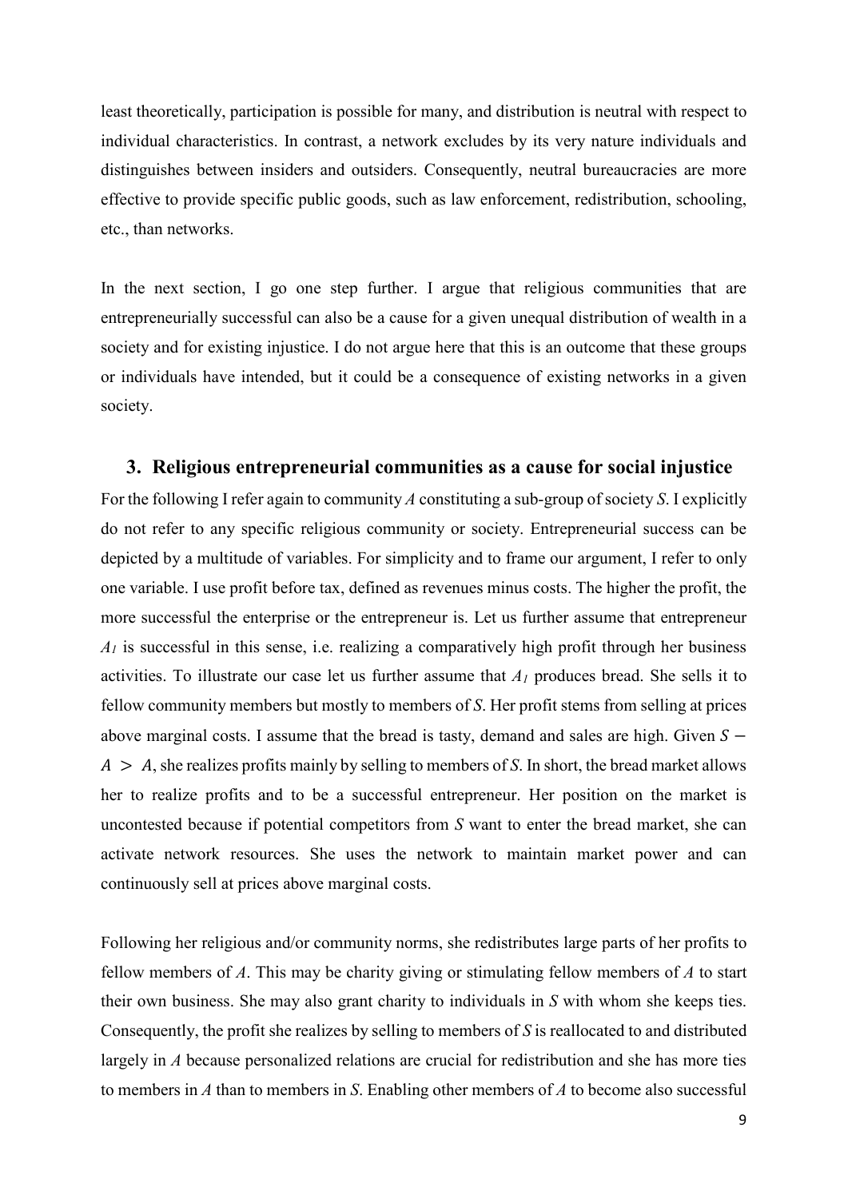least theoretically, participation is possible for many, and distribution is neutral with respect to individual characteristics. In contrast, a network excludes by its very nature individuals and distinguishes between insiders and outsiders. Consequently, neutral bureaucracies are more effective to provide specific public goods, such as law enforcement, redistribution, schooling, etc., than networks.

In the next section, I go one step further. I argue that religious communities that are entrepreneurially successful can also be a cause for a given unequal distribution of wealth in a society and for existing injustice. I do not argue here that this is an outcome that these groups or individuals have intended, but it could be a consequence of existing networks in a given society.

## 3. Religious entrepreneurial communities as a cause for social injustice

For the following I refer again to community *A* constituting a sub-group of society *S*. I explicitly do not refer to any specific religious community or society. Entrepreneurial success can be depicted by a multitude of variables. For simplicity and to frame our argument, I refer to only one variable. I use profit before tax, defined as revenues minus costs. The higher the profit, the more successful the enterprise or the entrepreneur is. Let us further assume that entrepreneur $A_1$ is successful in this sense, i.e. realizing a comparatively high profit through her business activities. To illustrate our case let us further assume that $A_1$ produces bread. She sells it to fellow community members but mostly to members of *S*. Her profit stems from selling at prices above marginal costs. I assume that the bread is tasty, demand and sales are high. Given $S - A > A$, she realizes profits mainly by selling to members of *S*. In short, the bread market allows her to realize profits and to be a successful entrepreneur. Her position on the market is uncontested because if potential competitors from *S* want to enter the bread market, she can activate network resources. She uses the network to maintain market power and can continuously sell at prices above marginal costs.

Following her religious and/or community norms, she redistributes large parts of her profits to fellow members of *A*. This may be charity giving or stimulating fellow members of *A* to start their own business. She may also grant charity to individuals in *S* with whom she keeps ties. Consequently, the profit she realizes by selling to members of *S* is reallocated to and distributed largely in *A* because personalized relations are crucial for redistribution and she has more ties to members in *A* than to members in *S*. Enabling other members of *A* to become also successful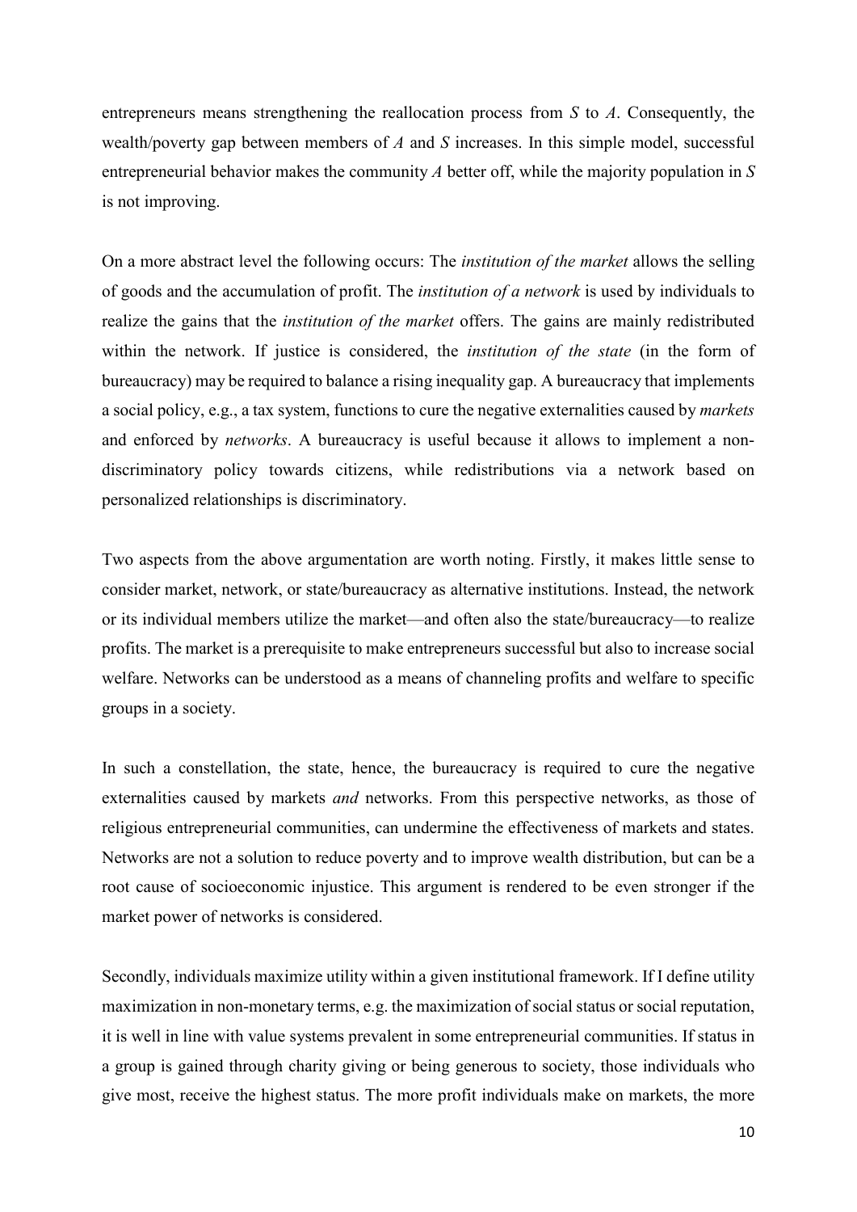entrepreneurs means strengthening the reallocation process from $S$ to $A$. Consequently, the wealth/poverty gap between members of $A$ and $S$ increases. In this simple model, successful entrepreneurial behavior makes the community $A$ better off, while the majority population in $S$ is not improving.

On a more abstract level the following occurs: The *institution of the market* allows the selling of goods and the accumulation of profit. The *institution of a network* is used by individuals to realize the gains that the *institution of the market* offers. The gains are mainly redistributed within the network. If justice is considered, the *institution of the state* (in the form of bureaucracy) may be required to balance a rising inequality gap. A bureaucracy that implements a social policy, e.g., a tax system, functions to cure the negative externalities caused by *markets* and enforced by *networks*. A bureaucracy is useful because it allows to implement a non-discriminatory policy towards citizens, while redistributions via a network based on personalized relationships is discriminatory.

Two aspects from the above argumentation are worth noting. Firstly, it makes little sense to consider market, network, or state/bureaucracy as alternative institutions. Instead, the network or its individual members utilize the market—and often also the state/bureaucracy—to realize profits. The market is a prerequisite to make entrepreneurs successful but also to increase social welfare. Networks can be understood as a means of channeling profits and welfare to specific groups in a society.

In such a constellation, the state, hence, the bureaucracy is required to cure the negative externalities caused by markets *and* networks. From this perspective networks, as those of religious entrepreneurial communities, can undermine the effectiveness of markets and states. Networks are not a solution to reduce poverty and to improve wealth distribution, but can be a root cause of socioeconomic injustice. This argument is rendered to be even stronger if the market power of networks is considered.

Secondly, individuals maximize utility within a given institutional framework. If I define utility maximization in non-monetary terms, e.g. the maximization of social status or social reputation, it is well in line with value systems prevalent in some entrepreneurial communities. If status in a group is gained through charity giving or being generous to society, those individuals who give most, receive the highest status. The more profit individuals make on markets, the more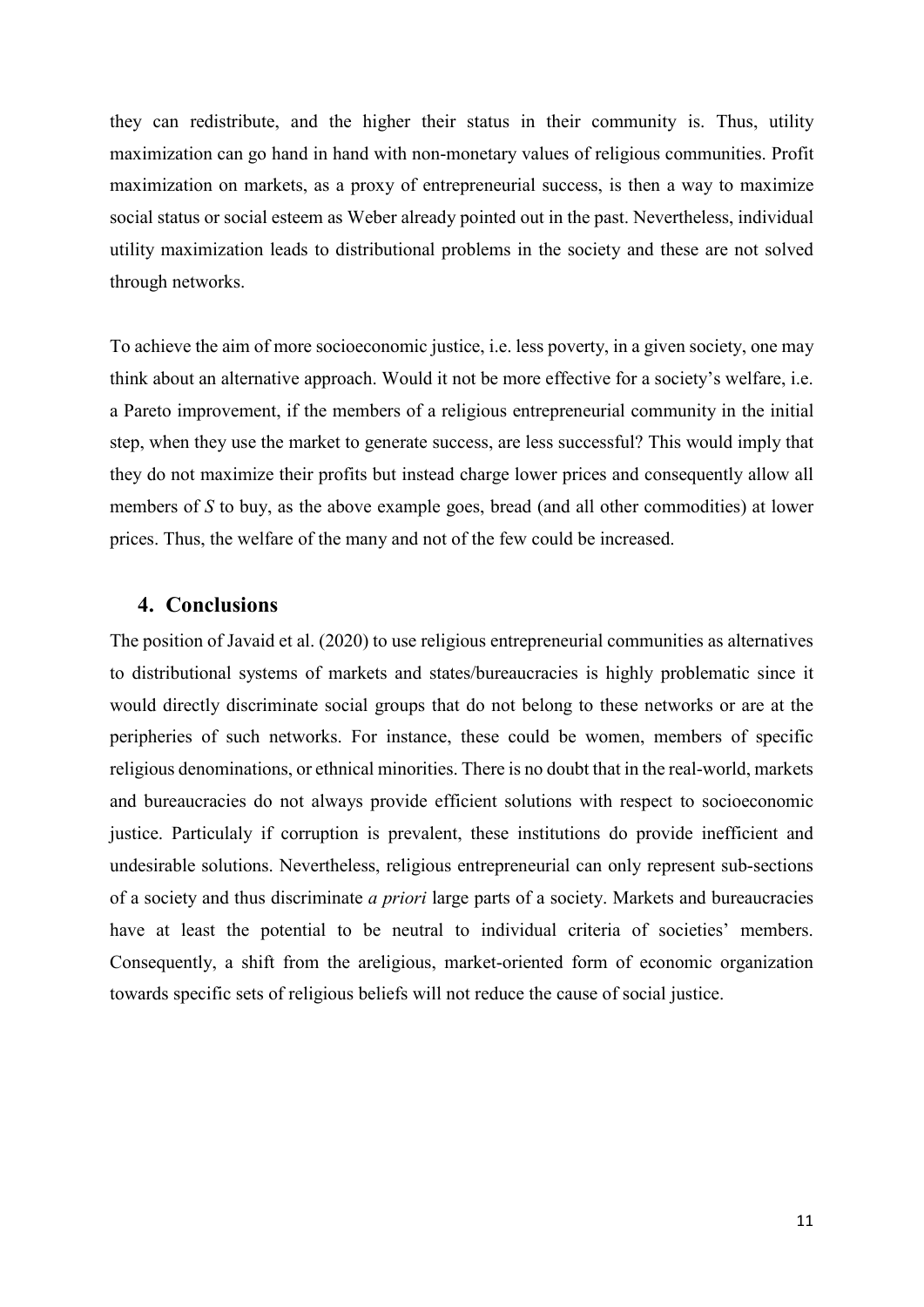they can redistribute, and the higher their status in their community is. Thus, utility maximization can go hand in hand with non-monetary values of religious communities. Profit maximization on markets, as a proxy of entrepreneurial success, is then a way to maximize social status or social esteem as Weber already pointed out in the past. Nevertheless, individual utility maximization leads to distributional problems in the society and these are not solved through networks.

To achieve the aim of more socioeconomic justice, i.e. less poverty, in a given society, one may think about an alternative approach. Would it not be more effective for a society's welfare, i.e. a Pareto improvement, if the members of a religious entrepreneurial community in the initial step, when they use the market to generate success, are less successful? This would imply that they do not maximize their profits but instead charge lower prices and consequently allow all members of *S* to buy, as the above example goes, bread (and all other commodities) at lower prices. Thus, the welfare of the many and not of the few could be increased.

## 4. Conclusions

The position of Javaid et al. (2020) to use religious entrepreneurial communities as alternatives to distributional systems of markets and states/bureaucracies is highly problematic since it would directly discriminate social groups that do not belong to these networks or are at the peripheries of such networks. For instance, these could be women, members of specific religious denominations, or ethnical minorities. There is no doubt that in the real-world, markets and bureaucracies do not always provide efficient solutions with respect to socioeconomic justice. Particulaly if corruption is prevalent, these institutions do provide inefficient and undesirable solutions. Nevertheless, religious entrepreneurial can only represent sub-sections of a society and thus discriminate *a priori* large parts of a society. Markets and bureaucracies have at least the potential to be neutral to individual criteria of societies' members. Consequently, a shift from the areligious, market-oriented form of economic organization towards specific sets of religious beliefs will not reduce the cause of social justice.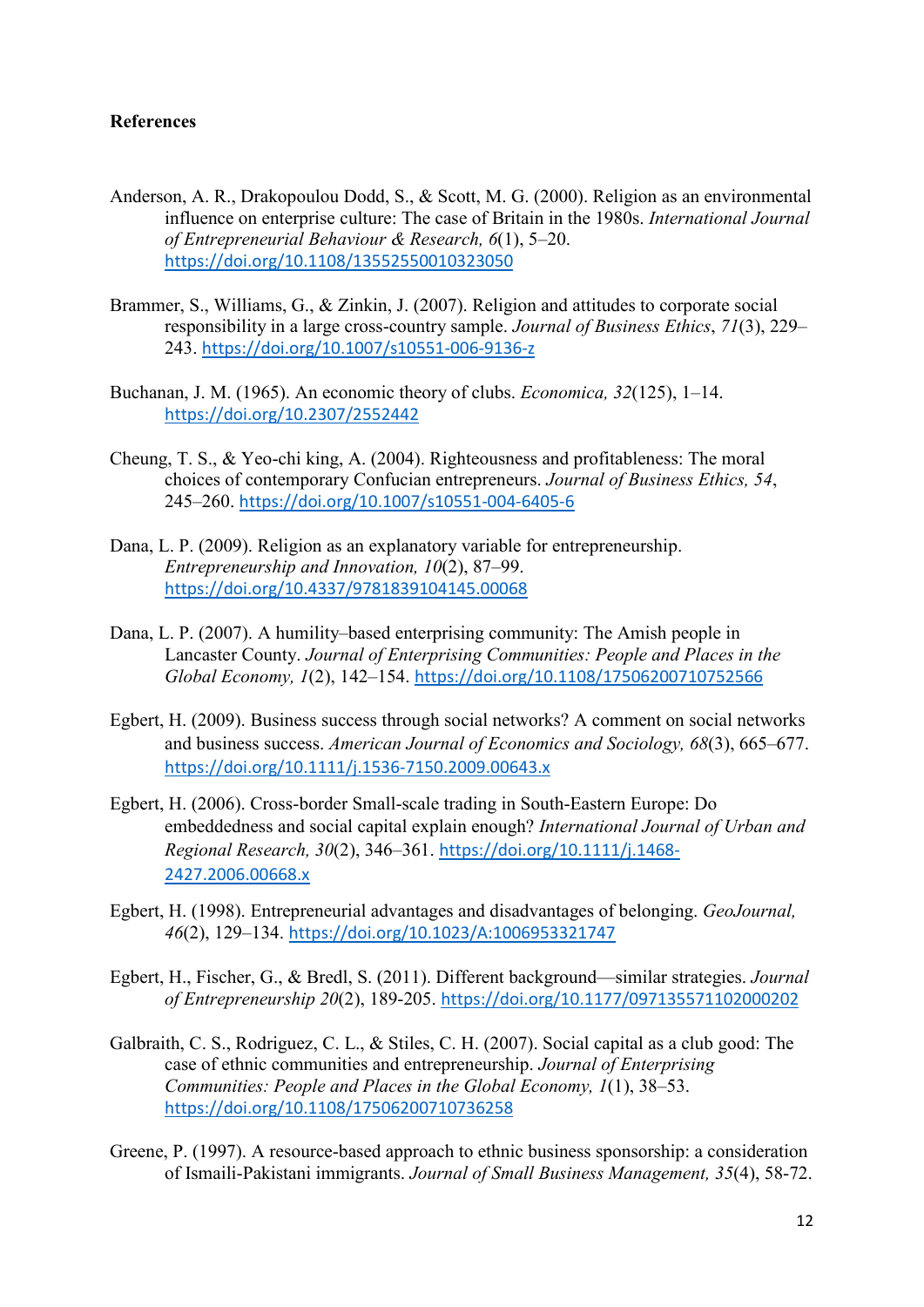**References**

Anderson, A. R., Drakopoulou Dodd, S., & Scott, M. G. (2000). Religion as an environmental influence on enterprise culture: The case of Britain in the 1980s. *International Journal of Entrepreneurial Behaviour & Research, 6*(1), 5–20. https://doi.org/10.1108/13552550010323050

Brammer, S., Williams, G., & Zinkin, J. (2007). Religion and attitudes to corporate social responsibility in a large cross-country sample. *Journal of Business Ethics*, *71*(3), 229–243. https://doi.org/10.1007/s10551-006-9136-z

Buchanan, J. M. (1965). An economic theory of clubs. *Economica, 32*(125), 1–14. https://doi.org/10.2307/2552442

Cheung, T. S., & Yeo-chi king, A. (2004). Righteousness and profitableness: The moral choices of contemporary Confucian entrepreneurs. *Journal of Business Ethics, 54*, 245–260. https://doi.org/10.1007/s10551-004-6405-6

Dana, L. P. (2009). Religion as an explanatory variable for entrepreneurship. *Entrepreneurship and Innovation, 10*(2), 87–99. https://doi.org/10.4337/9781839104145.00068

Dana, L. P. (2007). A humility–based enterprising community: The Amish people in Lancaster County. *Journal of Enterprising Communities: People and Places in the Global Economy, 1*(2), 142–154. https://doi.org/10.1108/17506200710752566

Egbert, H. (2009). Business success through social networks? A comment on social networks and business success. *American Journal of Economics and Sociology, 68*(3), 665–677. https://doi.org/10.1111/j.1536-7150.2009.00643.x

Egbert, H. (2006). Cross-border Small-scale trading in South-Eastern Europe: Do embeddedness and social capital explain enough? *International Journal of Urban and Regional Research, 30*(2), 346–361. https://doi.org/10.1111/j.1468-2427.2006.00668.x

Egbert, H. (1998). Entrepreneurial advantages and disadvantages of belonging. *GeoJournal, 46*(2), 129–134. https://doi.org/10.1023/A:1006953321747

Egbert, H., Fischer, G., & Bredl, S. (2011). Different background—similar strategies. *Journal of Entrepreneurship 20*(2), 189-205. https://doi.org/10.1177/097135571102000202

Galbraith, C. S., Rodriguez, C. L., & Stiles, C. H. (2007). Social capital as a club good: The case of ethnic communities and entrepreneurship. *Journal of Enterprising Communities: People and Places in the Global Economy, 1*(1), 38–53. https://doi.org/10.1108/17506200710736258

Greene, P. (1997). A resource-based approach to ethnic business sponsorship: a consideration of Ismaili-Pakistani immigrants. *Journal of Small Business Management, 35*(4), 58-72.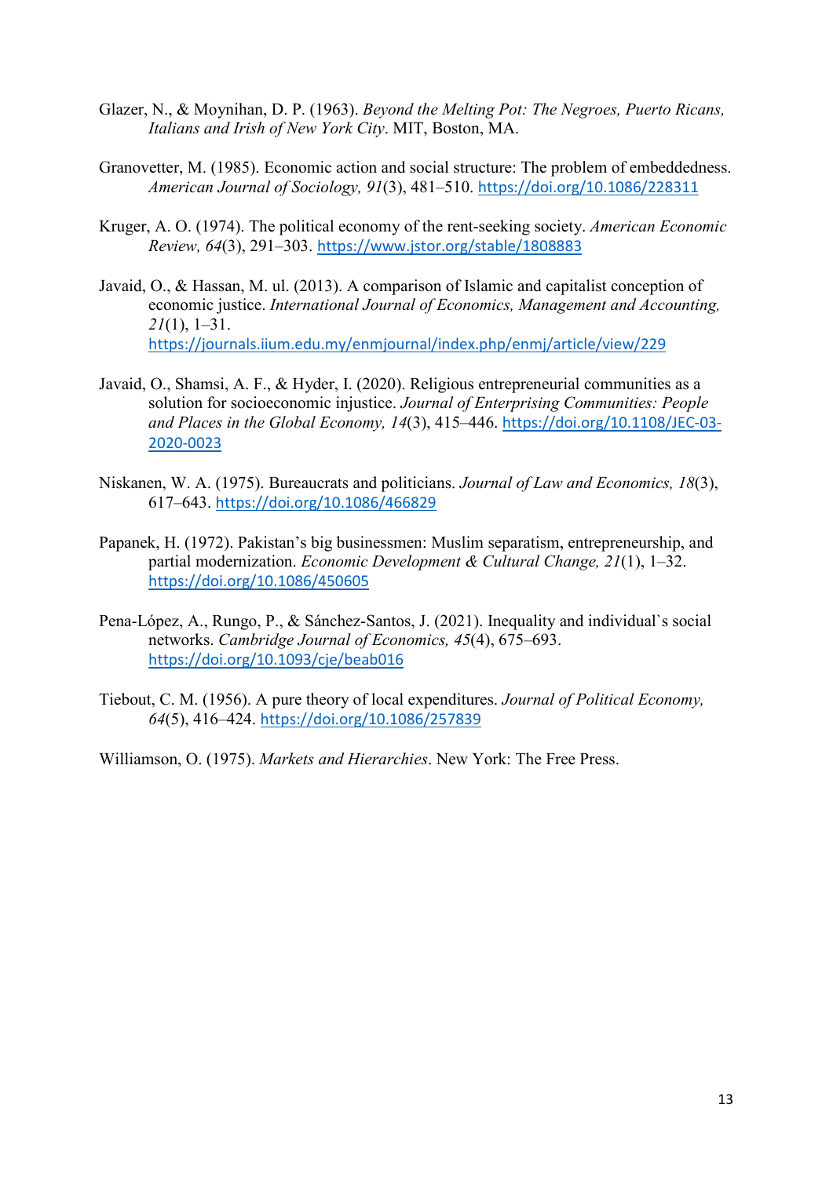Glazer, N., & Moynihan, D. P. (1963). *Beyond the Melting Pot: The Negroes, Puerto Ricans, Italians and Irish of New York City*. MIT, Boston, MA.

Granovetter, M. (1985). Economic action and social structure: The problem of embeddedness. *American Journal of Sociology, 91*(3), 481–510. https://doi.org/10.1086/228311

Kruger, A. O. (1974). The political economy of the rent-seeking society. *American Economic Review, 64*(3), 291–303. https://www.jstor.org/stable/1808883

Javaid, O., & Hassan, M. ul. (2013). A comparison of Islamic and capitalist conception of economic justice. *International Journal of Economics, Management and Accounting, 21*(1), 1–31. https://journals.iium.edu.my/enmjournal/index.php/enmj/article/view/229

Javaid, O., Shamsi, A. F., & Hyder, I. (2020). Religious entrepreneurial communities as a solution for socioeconomic injustice. *Journal of Enterprising Communities: People and Places in the Global Economy, 14*(3), 415–446. https://doi.org/10.1108/JEC-03-2020-0023

Niskanen, W. A. (1975). Bureaucrats and politicians. *Journal of Law and Economics, 18*(3), 617–643. https://doi.org/10.1086/466829

Papanek, H. (1972). Pakistan's big businessmen: Muslim separatism, entrepreneurship, and partial modernization. *Economic Development & Cultural Change, 21*(1), 1–32. https://doi.org/10.1086/450605

Pena-López, A., Rungo, P., & Sánchez-Santos, J. (2021). Inequality and individual`s social networks. *Cambridge Journal of Economics, 45*(4), 675–693. https://doi.org/10.1093/cje/beab016

Tiebout, C. M. (1956). A pure theory of local expenditures. *Journal of Political Economy, 64*(5), 416–424. https://doi.org/10.1086/257839

Williamson, O. (1975). *Markets and Hierarchies*. New York: The Free Press.